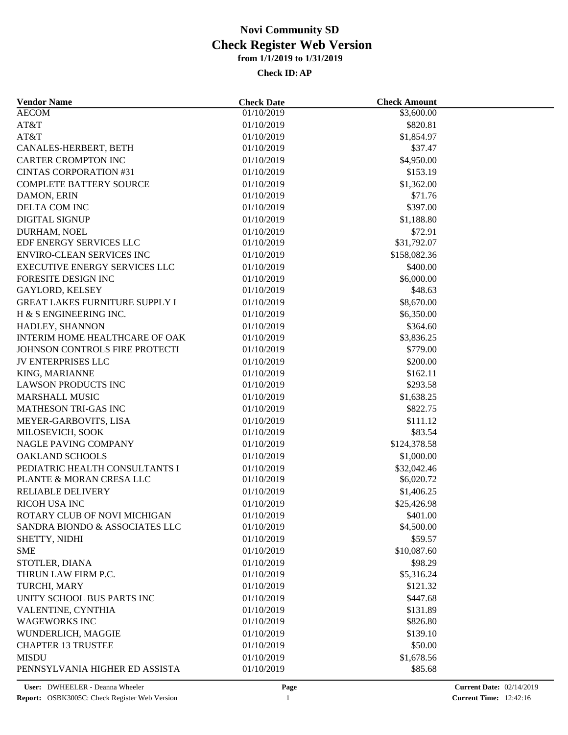# Novi Community SD

## Check Register Web Version

### from 1/1/2019 to 1/31/2019

**Check ID: AP**

| Vendor Name | Check Date | Check Amount |
|---|---|---|
| AECOM | 01/10/2019 | $3,600.00 |
| AT&T | 01/10/2019 | $820.81 |
| AT&T | 01/10/2019 | $1,854.97 |
| CANALES-HERBERT, BETH | 01/10/2019 | $37.47 |
| CARTER CROMPTON INC | 01/10/2019 | $4,950.00 |
| CINTAS CORPORATION #31 | 01/10/2019 | $153.19 |
| COMPLETE BATTERY SOURCE | 01/10/2019 | $1,362.00 |
| DAMON, ERIN | 01/10/2019 | $71.76 |
| DELTA COM INC | 01/10/2019 | $397.00 |
| DIGITAL SIGNUP | 01/10/2019 | $1,188.80 |
| DURHAM, NOEL | 01/10/2019 | $72.91 |
| EDF ENERGY SERVICES LLC | 01/10/2019 | $31,792.07 |
| ENVIRO-CLEAN SERVICES INC | 01/10/2019 | $158,082.36 |
| EXECUTIVE ENERGY SERVICES LLC | 01/10/2019 | $400.00 |
| FORESITE DESIGN INC | 01/10/2019 | $6,000.00 |
| GAYLORD, KELSEY | 01/10/2019 | $48.63 |
| GREAT LAKES FURNITURE SUPPLY I | 01/10/2019 | $8,670.00 |
| H & S ENGINEERING INC. | 01/10/2019 | $6,350.00 |
| HADLEY, SHANNON | 01/10/2019 | $364.60 |
| INTERIM HOME HEALTHCARE OF OAK | 01/10/2019 | $3,836.25 |
| JOHNSON CONTROLS FIRE PROTECTI | 01/10/2019 | $779.00 |
| JV ENTERPRISES LLC | 01/10/2019 | $200.00 |
| KING, MARIANNE | 01/10/2019 | $162.11 |
| LAWSON PRODUCTS INC | 01/10/2019 | $293.58 |
| MARSHALL MUSIC | 01/10/2019 | $1,638.25 |
| MATHESON TRI-GAS INC | 01/10/2019 | $822.75 |
| MEYER-GARBOVITS, LISA | 01/10/2019 | $111.12 |
| MILOSEVICH, SOOK | 01/10/2019 | $83.54 |
| NAGLE PAVING COMPANY | 01/10/2019 | $124,378.58 |
| OAKLAND SCHOOLS | 01/10/2019 | $1,000.00 |
| PEDIATRIC HEALTH CONSULTANTS I | 01/10/2019 | $32,042.46 |
| PLANTE & MORAN CRESA LLC | 01/10/2019 | $6,020.72 |
| RELIABLE DELIVERY | 01/10/2019 | $1,406.25 |
| RICOH USA INC | 01/10/2019 | $25,426.98 |
| ROTARY CLUB OF NOVI MICHIGAN | 01/10/2019 | $401.00 |
| SANDRA BIONDO & ASSOCIATES LLC | 01/10/2019 | $4,500.00 |
| SHETTY, NIDHI | 01/10/2019 | $59.57 |
| SME | 01/10/2019 | $10,087.60 |
| STOTLER, DIANA | 01/10/2019 | $98.29 |
| THRUN LAW FIRM P.C. | 01/10/2019 | $5,316.24 |
| TURCHI, MARY | 01/10/2019 | $121.32 |
| UNITY SCHOOL BUS PARTS INC | 01/10/2019 | $447.68 |
| VALENTINE, CYNTHIA | 01/10/2019 | $131.89 |
| WAGEWORKS INC | 01/10/2019 | $826.80 |
| WUNDERLICH, MAGGIE | 01/10/2019 | $139.10 |
| CHAPTER 13 TRUSTEE | 01/10/2019 | $50.00 |
| MISDU | 01/10/2019 | $1,678.56 |
| PENNSYLVANIA HIGHER ED ASSISTA | 01/10/2019 | $85.68 |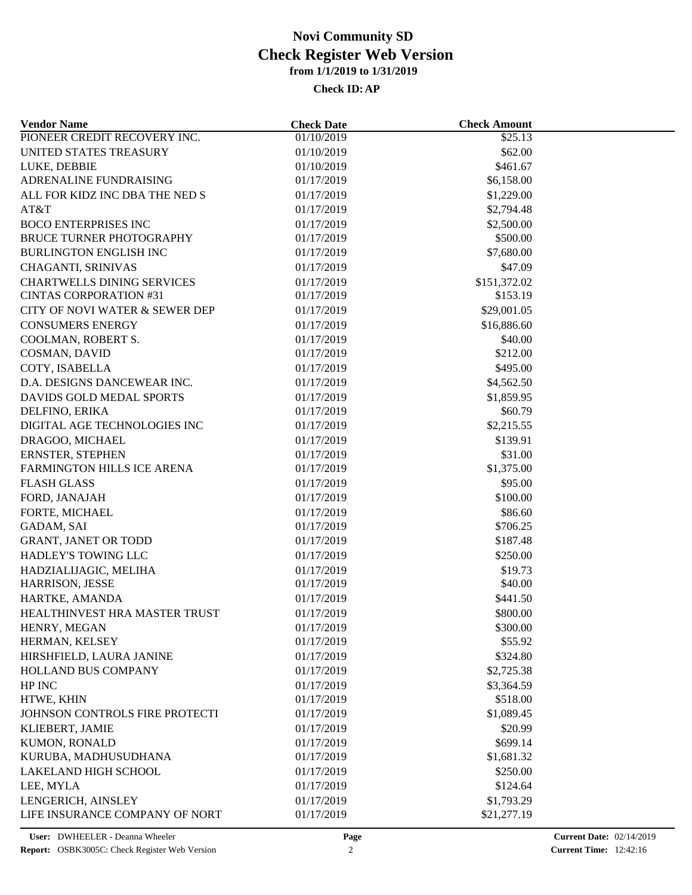# Novi Community SD
## Check Register Web Version
### from 1/1/2019 to 1/31/2019
#### Check ID: AP

| Vendor Name | Check Date | Check Amount |
|---|---|---|
| PIONEER CREDIT RECOVERY INC. | 01/10/2019 | $25.13 |
| UNITED STATES TREASURY | 01/10/2019 | $62.00 |
| LUKE, DEBBIE | 01/10/2019 | $461.67 |
| ADRENALINE FUNDRAISING | 01/17/2019 | $6,158.00 |
| ALL FOR KIDZ INC DBA THE NED S | 01/17/2019 | $1,229.00 |
| AT&T | 01/17/2019 | $2,794.48 |
| BOCO ENTERPRISES INC | 01/17/2019 | $2,500.00 |
| BRUCE TURNER PHOTOGRAPHY | 01/17/2019 | $500.00 |
| BURLINGTON ENGLISH INC | 01/17/2019 | $7,680.00 |
| CHAGANTI, SRINIVAS | 01/17/2019 | $47.09 |
| CHARTWELLS DINING SERVICES | 01/17/2019 | $151,372.02 |
| CINTAS CORPORATION #31 | 01/17/2019 | $153.19 |
| CITY OF NOVI WATER & SEWER DEP | 01/17/2019 | $29,001.05 |
| CONSUMERS ENERGY | 01/17/2019 | $16,886.60 |
| COOLMAN, ROBERT S. | 01/17/2019 | $40.00 |
| COSMAN, DAVID | 01/17/2019 | $212.00 |
| COTY, ISABELLA | 01/17/2019 | $495.00 |
| D.A. DESIGNS DANCEWEAR INC. | 01/17/2019 | $4,562.50 |
| DAVIDS GOLD MEDAL SPORTS | 01/17/2019 | $1,859.95 |
| DELFINO, ERIKA | 01/17/2019 | $60.79 |
| DIGITAL AGE TECHNOLOGIES INC | 01/17/2019 | $2,215.55 |
| DRAGOO, MICHAEL | 01/17/2019 | $139.91 |
| ERNSTER, STEPHEN | 01/17/2019 | $31.00 |
| FARMINGTON HILLS ICE ARENA | 01/17/2019 | $1,375.00 |
| FLASH GLASS | 01/17/2019 | $95.00 |
| FORD, JANAJAH | 01/17/2019 | $100.00 |
| FORTE, MICHAEL | 01/17/2019 | $86.60 |
| GADAM, SAI | 01/17/2019 | $706.25 |
| GRANT, JANET OR TODD | 01/17/2019 | $187.48 |
| HADLEY'S TOWING LLC | 01/17/2019 | $250.00 |
| HADZIALIJAGIC, MELIHA | 01/17/2019 | $19.73 |
| HARRISON, JESSE | 01/17/2019 | $40.00 |
| HARTKE, AMANDA | 01/17/2019 | $441.50 |
| HEALTHINVEST HRA MASTER TRUST | 01/17/2019 | $800.00 |
| HENRY, MEGAN | 01/17/2019 | $300.00 |
| HERMAN, KELSEY | 01/17/2019 | $55.92 |
| HIRSHFIELD, LAURA JANINE | 01/17/2019 | $324.80 |
| HOLLAND BUS COMPANY | 01/17/2019 | $2,725.38 |
| HP INC | 01/17/2019 | $3,364.59 |
| HTWE, KHIN | 01/17/2019 | $518.00 |
| JOHNSON CONTROLS FIRE PROTECTI | 01/17/2019 | $1,089.45 |
| KLIEBERT, JAMIE | 01/17/2019 | $20.99 |
| KUMON, RONALD | 01/17/2019 | $699.14 |
| KURUBA, MADHUSUDHANA | 01/17/2019 | $1,681.32 |
| LAKELAND HIGH SCHOOL | 01/17/2019 | $250.00 |
| LEE, MYLA | 01/17/2019 | $124.64 |
| LENGERICH, AINSLEY | 01/17/2019 | $1,793.29 |
| LIFE INSURANCE COMPANY OF NORT | 01/17/2019 | $21,277.19 |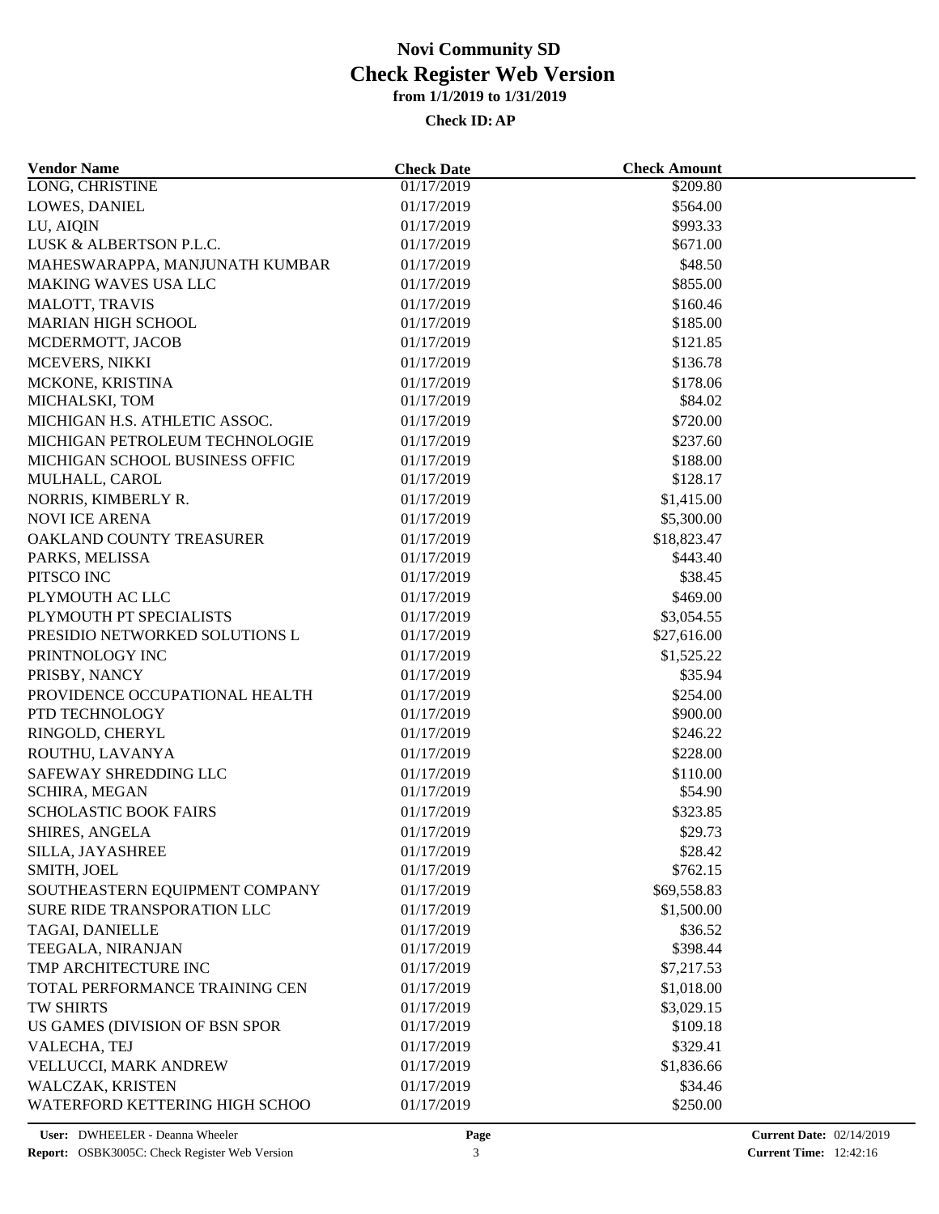# Novi Community SD
## Check Register Web Version
### from 1/1/2019 to 1/31/2019
### Check ID: AP

| Vendor Name | Check Date | Check Amount |
|---|---|---|
| LONG, CHRISTINE | 01/17/2019 | $209.80 |
| LOWES, DANIEL | 01/17/2019 | $564.00 |
| LU, AIQIN | 01/17/2019 | $993.33 |
| LUSK & ALBERTSON P.L.C. | 01/17/2019 | $671.00 |
| MAHESWARAPPA, MANJUNATH KUMBAR | 01/17/2019 | $48.50 |
| MAKING WAVES USA LLC | 01/17/2019 | $855.00 |
| MALOTT, TRAVIS | 01/17/2019 | $160.46 |
| MARIAN HIGH SCHOOL | 01/17/2019 | $185.00 |
| MCDERMOTT, JACOB | 01/17/2019 | $121.85 |
| MCEVERS, NIKKI | 01/17/2019 | $136.78 |
| MCKONE, KRISTINA | 01/17/2019 | $178.06 |
| MICHALSKI, TOM | 01/17/2019 | $84.02 |
| MICHIGAN H.S. ATHLETIC ASSOC. | 01/17/2019 | $720.00 |
| MICHIGAN PETROLEUM TECHNOLOGIE | 01/17/2019 | $237.60 |
| MICHIGAN SCHOOL BUSINESS OFFIC | 01/17/2019 | $188.00 |
| MULHALL, CAROL | 01/17/2019 | $128.17 |
| NORRIS, KIMBERLY R. | 01/17/2019 | $1,415.00 |
| NOVI ICE ARENA | 01/17/2019 | $5,300.00 |
| OAKLAND COUNTY TREASURER | 01/17/2019 | $18,823.47 |
| PARKS, MELISSA | 01/17/2019 | $443.40 |
| PITSCO INC | 01/17/2019 | $38.45 |
| PLYMOUTH AC LLC | 01/17/2019 | $469.00 |
| PLYMOUTH PT SPECIALISTS | 01/17/2019 | $3,054.55 |
| PRESIDIO NETWORKED SOLUTIONS L | 01/17/2019 | $27,616.00 |
| PRINTNOLOGY INC | 01/17/2019 | $1,525.22 |
| PRISBY, NANCY | 01/17/2019 | $35.94 |
| PROVIDENCE OCCUPATIONAL HEALTH | 01/17/2019 | $254.00 |
| PTD TECHNOLOGY | 01/17/2019 | $900.00 |
| RINGOLD, CHERYL | 01/17/2019 | $246.22 |
| ROUTHU, LAVANYA | 01/17/2019 | $228.00 |
| SAFEWAY SHREDDING LLC | 01/17/2019 | $110.00 |
| SCHIRA, MEGAN | 01/17/2019 | $54.90 |
| SCHOLASTIC BOOK FAIRS | 01/17/2019 | $323.85 |
| SHIRES, ANGELA | 01/17/2019 | $29.73 |
| SILLA, JAYASHREE | 01/17/2019 | $28.42 |
| SMITH, JOEL | 01/17/2019 | $762.15 |
| SOUTHEASTERN EQUIPMENT COMPANY | 01/17/2019 | $69,558.83 |
| SURE RIDE TRANSPORATION LLC | 01/17/2019 | $1,500.00 |
| TAGAI, DANIELLE | 01/17/2019 | $36.52 |
| TEEGALA, NIRANJAN | 01/17/2019 | $398.44 |
| TMP ARCHITECTURE INC | 01/17/2019 | $7,217.53 |
| TOTAL PERFORMANCE TRAINING CEN | 01/17/2019 | $1,018.00 |
| TW SHIRTS | 01/17/2019 | $3,029.15 |
| US GAMES (DIVISION OF BSN SPOR | 01/17/2019 | $109.18 |
| VALECHA, TEJ | 01/17/2019 | $329.41 |
| VELLUCCI, MARK ANDREW | 01/17/2019 | $1,836.66 |
| WALCZAK, KRISTEN | 01/17/2019 | $34.46 |
| WATERFORD KETTERING HIGH SCHOO | 01/17/2019 | $250.00 |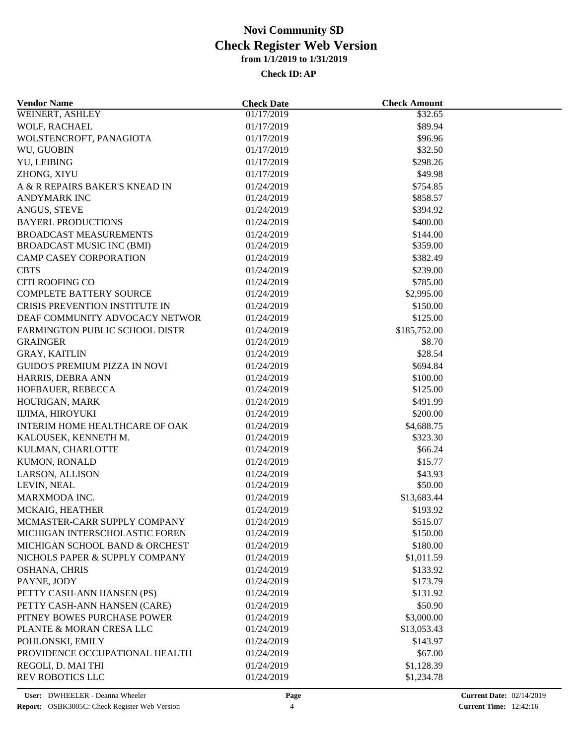# Novi Community SD
## Check Register Web Version
### from 1/1/2019 to 1/31/2019

**Check ID: AP**

| Vendor Name | Check Date | Check Amount |
|---|---|---|
| WEINERT, ASHLEY | 01/17/2019 | $32.65 |
| WOLF, RACHAEL | 01/17/2019 | $89.94 |
| WOLSTENCROFT, PANAGIOTA | 01/17/2019 | $96.96 |
| WU, GUOBIN | 01/17/2019 | $32.50 |
| YU, LEIBING | 01/17/2019 | $298.26 |
| ZHONG, XIYU | 01/17/2019 | $49.98 |
| A & R REPAIRS BAKER'S KNEAD IN | 01/24/2019 | $754.85 |
| ANDYMARK INC | 01/24/2019 | $858.57 |
| ANGUS, STEVE | 01/24/2019 | $394.92 |
| BAYERL PRODUCTIONS | 01/24/2019 | $400.00 |
| BROADCAST MEASUREMENTS | 01/24/2019 | $144.00 |
| BROADCAST MUSIC INC (BMI) | 01/24/2019 | $359.00 |
| CAMP CASEY CORPORATION | 01/24/2019 | $382.49 |
| CBTS | 01/24/2019 | $239.00 |
| CITI ROOFING CO | 01/24/2019 | $785.00 |
| COMPLETE BATTERY SOURCE | 01/24/2019 | $2,995.00 |
| CRISIS PREVENTION INSTITUTE IN | 01/24/2019 | $150.00 |
| DEAF COMMUNITY ADVOCACY NETWOR | 01/24/2019 | $125.00 |
| FARMINGTON PUBLIC SCHOOL DISTR | 01/24/2019 | $185,752.00 |
| GRAINGER | 01/24/2019 | $8.70 |
| GRAY, KAITLIN | 01/24/2019 | $28.54 |
| GUIDO'S PREMIUM PIZZA IN NOVI | 01/24/2019 | $694.84 |
| HARRIS, DEBRA ANN | 01/24/2019 | $100.00 |
| HOFBAUER, REBECCA | 01/24/2019 | $125.00 |
| HOURIGAN, MARK | 01/24/2019 | $491.99 |
| IIJIMA, HIROYUKI | 01/24/2019 | $200.00 |
| INTERIM HOME HEALTHCARE OF OAK | 01/24/2019 | $4,688.75 |
| KALOUSEK, KENNETH M. | 01/24/2019 | $323.30 |
| KULMAN, CHARLOTTE | 01/24/2019 | $66.24 |
| KUMON, RONALD | 01/24/2019 | $15.77 |
| LARSON, ALLISON | 01/24/2019 | $43.93 |
| LEVIN, NEAL | 01/24/2019 | $50.00 |
| MARXMODA INC. | 01/24/2019 | $13,683.44 |
| MCKAIG, HEATHER | 01/24/2019 | $193.92 |
| MCMASTER-CARR SUPPLY COMPANY | 01/24/2019 | $515.07 |
| MICHIGAN INTERSCHOLASTIC FOREN | 01/24/2019 | $150.00 |
| MICHIGAN SCHOOL BAND & ORCHEST | 01/24/2019 | $180.00 |
| NICHOLS PAPER & SUPPLY COMPANY | 01/24/2019 | $1,011.59 |
| OSHANA, CHRIS | 01/24/2019 | $133.92 |
| PAYNE, JODY | 01/24/2019 | $173.79 |
| PETTY CASH-ANN HANSEN (PS) | 01/24/2019 | $131.92 |
| PETTY CASH-ANN HANSEN (CARE) | 01/24/2019 | $50.90 |
| PITNEY BOWES PURCHASE POWER | 01/24/2019 | $3,000.00 |
| PLANTE & MORAN CRESA LLC | 01/24/2019 | $13,053.43 |
| POHLONSKI, EMILY | 01/24/2019 | $143.97 |
| PROVIDENCE OCCUPATIONAL HEALTH | 01/24/2019 | $67.00 |
| REGOLI, D. MAI THI | 01/24/2019 | $1,128.39 |
| REV ROBOTICS LLC | 01/24/2019 | $1,234.78 |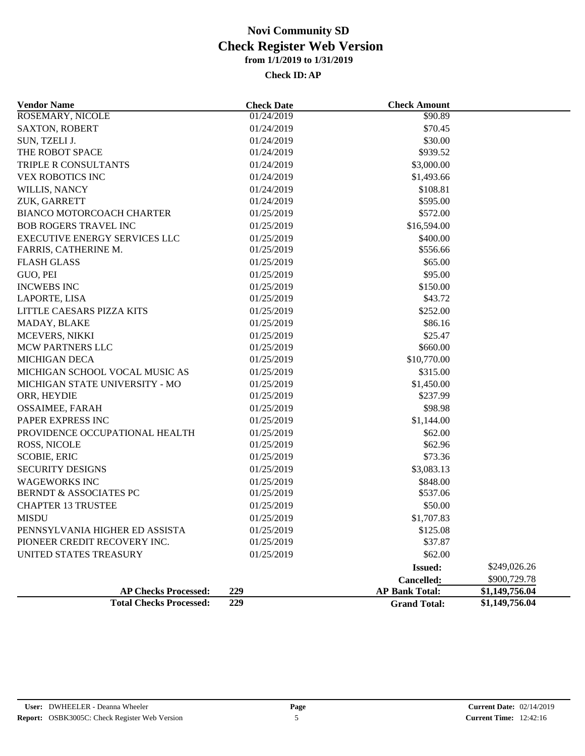# Novi Community SD
## Check Register Web Version
### from 1/1/2019 to 1/31/2019

**Check ID: AP**

| Vendor Name | Check Date | Check Amount | |
|---|---|---|---|
| ROSEMARY, NICOLE | 01/24/2019 | $90.89 | |
| SAXTON, ROBERT | 01/24/2019 | $70.45 | |
| SUN, TZELI J. | 01/24/2019 | $30.00 | |
| THE ROBOT SPACE | 01/24/2019 | $939.52 | |
| TRIPLE R CONSULTANTS | 01/24/2019 | $3,000.00 | |
| VEX ROBOTICS INC | 01/24/2019 | $1,493.66 | |
| WILLIS, NANCY | 01/24/2019 | $108.81 | |
| ZUK, GARRETT | 01/24/2019 | $595.00 | |
| BIANCO MOTORCOACH CHARTER | 01/25/2019 | $572.00 | |
| BOB ROGERS TRAVEL INC | 01/25/2019 | $16,594.00 | |
| EXECUTIVE ENERGY SERVICES LLC | 01/25/2019 | $400.00 | |
| FARRIS, CATHERINE M. | 01/25/2019 | $556.66 | |
| FLASH GLASS | 01/25/2019 | $65.00 | |
| GUO, PEI | 01/25/2019 | $95.00 | |
| INCWEBS INC | 01/25/2019 | $150.00 | |
| LAPORTE, LISA | 01/25/2019 | $43.72 | |
| LITTLE CAESARS PIZZA KITS | 01/25/2019 | $252.00 | |
| MADAY, BLAKE | 01/25/2019 | $86.16 | |
| MCEVERS, NIKKI | 01/25/2019 | $25.47 | |
| MCW PARTNERS LLC | 01/25/2019 | $660.00 | |
| MICHIGAN DECA | 01/25/2019 | $10,770.00 | |
| MICHIGAN SCHOOL VOCAL MUSIC AS | 01/25/2019 | $315.00 | |
| MICHIGAN STATE UNIVERSITY - MO | 01/25/2019 | $1,450.00 | |
| ORR, HEYDIE | 01/25/2019 | $237.99 | |
| OSSAIMEE, FARAH | 01/25/2019 | $98.98 | |
| PAPER EXPRESS INC | 01/25/2019 | $1,144.00 | |
| PROVIDENCE OCCUPATIONAL HEALTH | 01/25/2019 | $62.00 | |
| ROSS, NICOLE | 01/25/2019 | $62.96 | |
| SCOBIE, ERIC | 01/25/2019 | $73.36 | |
| SECURITY DESIGNS | 01/25/2019 | $3,083.13 | |
| WAGEWORKS INC | 01/25/2019 | $848.00 | |
| BERNDT & ASSOCIATES PC | 01/25/2019 | $537.06 | |
| CHAPTER 13 TRUSTEE | 01/25/2019 | $50.00 | |
| MISDU | 01/25/2019 | $1,707.83 | |
| PENNSYLVANIA HIGHER ED ASSISTA | 01/25/2019 | $125.08 | |
| PIONEER CREDIT RECOVERY INC. | 01/25/2019 | $37.87 | |
| UNITED STATES TREASURY | 01/25/2019 | $62.00 | |
| | | **Issued:** | $249,026.26 |
| | | **Cancelled:** | $900,729.78 |
| **AP Checks Processed:** | **229** | **AP Bank Total:** | **$1,149,756.04** |
| **Total Checks Processed:** | **229** | **Grand Total:** | **$1,149,756.04** |

**User:** DWHEELER - Deanna Wheeler
**Report:** OSBK3005C: Check Register Web Version
**Current Date:** 02/14/2019
**Current Time:** 12:42:16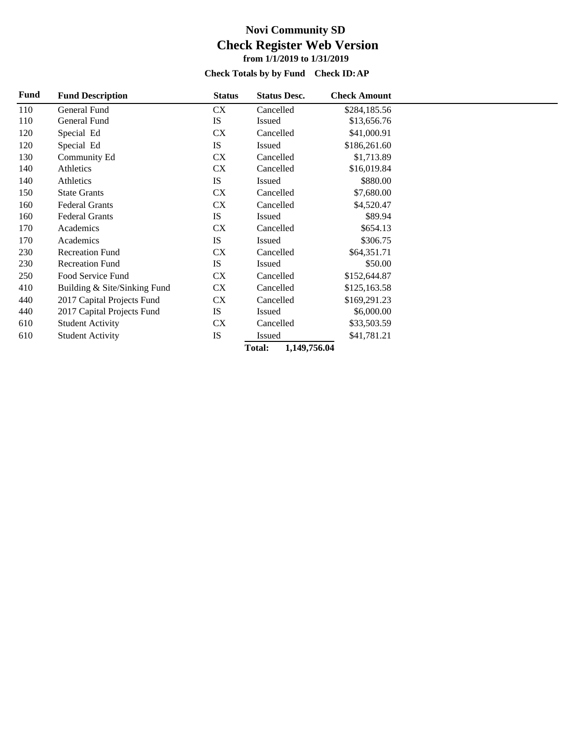# Novi Community SD

## Check Register Web Version

**from 1/1/2019 to 1/31/2019**

**Check Totals by by Fund    Check ID: AP**

| Fund | Fund Description | Status | Status Desc. | Check Amount |
|---|---|---|---|---|
| 110 | General Fund | CX | Cancelled | $284,185.56 |
| 110 | General Fund | IS | Issued | $13,656.76 |
| 120 | Special Ed | CX | Cancelled | $41,000.91 |
| 120 | Special Ed | IS | Issued | $186,261.60 |
| 130 | Community Ed | CX | Cancelled | $1,713.89 |
| 140 | Athletics | CX | Cancelled | $16,019.84 |
| 140 | Athletics | IS | Issued | $880.00 |
| 150 | State Grants | CX | Cancelled | $7,680.00 |
| 160 | Federal Grants | CX | Cancelled | $4,520.47 |
| 160 | Federal Grants | IS | Issued | $89.94 |
| 170 | Academics | CX | Cancelled | $654.13 |
| 170 | Academics | IS | Issued | $306.75 |
| 230 | Recreation Fund | CX | Cancelled | $64,351.71 |
| 230 | Recreation Fund | IS | Issued | $50.00 |
| 250 | Food Service Fund | CX | Cancelled | $152,644.87 |
| 410 | Building & Site/Sinking Fund | CX | Cancelled | $125,163.58 |
| 440 | 2017 Capital Projects Fund | CX | Cancelled | $169,291.23 |
| 440 | 2017 Capital Projects Fund | IS | Issued | $6,000.00 |
| 610 | Student Activity | CX | Cancelled | $33,503.59 |
| 610 | Student Activity | IS | Issued | $41,781.21 |
| | | | **Total:** | **1,149,756.04** |